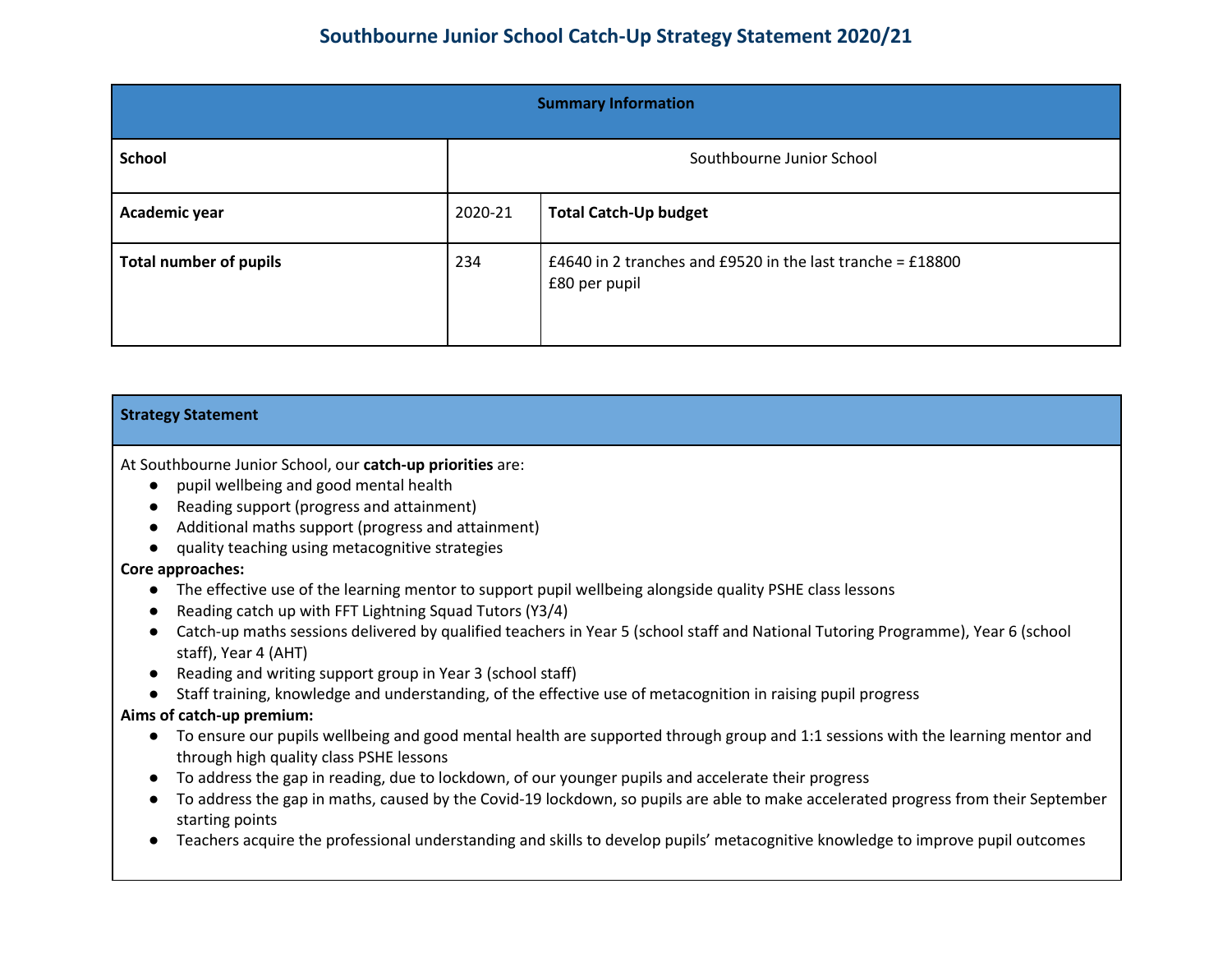# Southbourne Junior School Catch-Up Strategy Statement 2020/21

| Summary Information | | |
|---|---|---|
| **School** | Southbourne Junior School | |
| **Academic year** | 2020-21 | **Total Catch-Up budget** |
| **Total number of pupils** | 234 | £4640 in 2 tranches and £9520 in the last tranche = £18800<br>£80 per pupil |

| Strategy Statement |
|---|
| At Southbourne Junior School, our **catch-up priorities** are:<br>● pupil wellbeing and good mental health<br>● Reading support (progress and attainment)<br>● Additional maths support (progress and attainment)<br>● quality teaching using metacognitive strategies<br>**Core approaches:**<br>● The effective use of the learning mentor to support pupil wellbeing alongside quality PSHE class lessons<br>● Reading catch up with FFT Lightning Squad Tutors (Y3/4)<br>● Catch-up maths sessions delivered by qualified teachers in Year 5 (school staff and National Tutoring Programme), Year 6 (school staff), Year 4 (AHT)<br>● Reading and writing support group in Year 3 (school staff)<br>● Staff training, knowledge and understanding, of the effective use of metacognition in raising pupil progress<br>**Aims of catch-up premium:**<br>● To ensure our pupils wellbeing and good mental health are supported through group and 1:1 sessions with the learning mentor and through high quality class PSHE lessons<br>● To address the gap in reading, due to lockdown, of our younger pupils and accelerate their progress<br>● To address the gap in maths, caused by the Covid-19 lockdown, so pupils are able to make accelerated progress from their September starting points<br>● Teachers acquire the professional understanding and skills to develop pupils' metacognitive knowledge to improve pupil outcomes |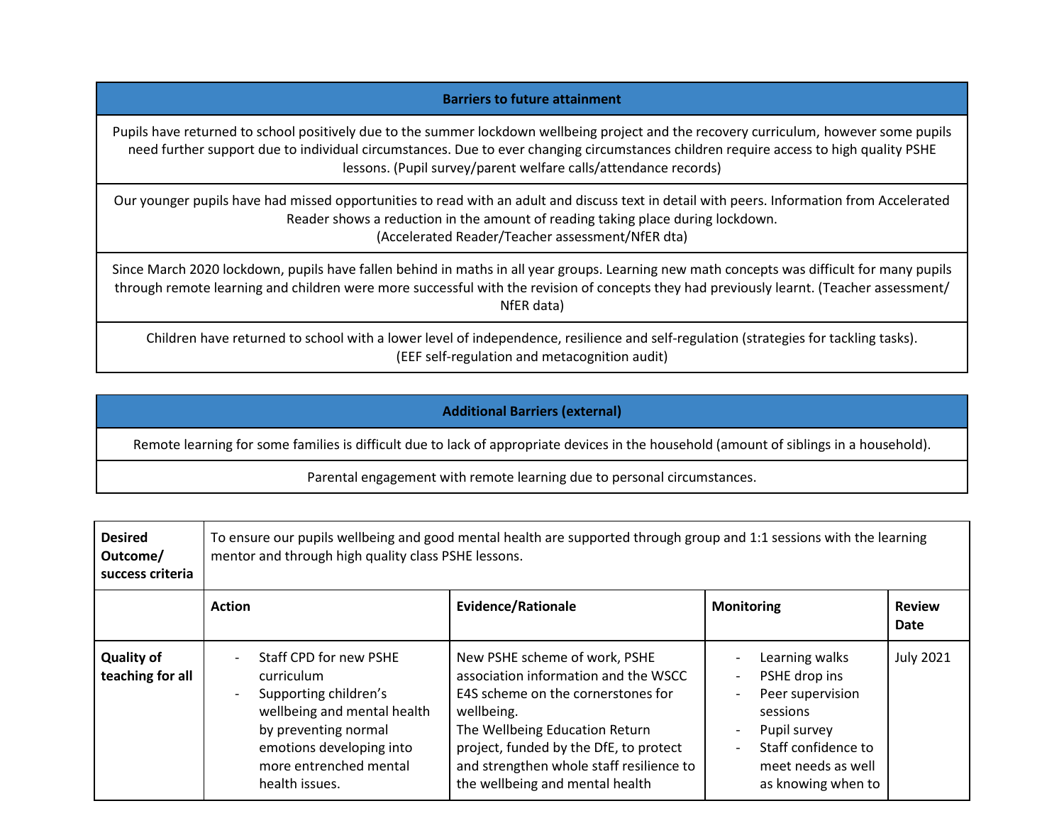| Barriers to future attainment |
|---|
| Pupils have returned to school positively due to the summer lockdown wellbeing project and the recovery curriculum, however some pupils need further support due to individual circumstances. Due to ever changing circumstances children require access to high quality PSHE lessons. (Pupil survey/parent welfare calls/attendance records) |
| Our younger pupils have had missed opportunities to read with an adult and discuss text in detail with peers. Information from Accelerated Reader shows a reduction in the amount of reading taking place during lockdown. (Accelerated Reader/Teacher assessment/NfER dta) |
| Since March 2020 lockdown, pupils have fallen behind in maths in all year groups. Learning new math concepts was difficult for many pupils through remote learning and children were more successful with the revision of concepts they had previously learnt. (Teacher assessment/ NfER data) |
| Children have returned to school with a lower level of independence, resilience and self-regulation (strategies for tackling tasks). (EEF self-regulation and metacognition audit) |

| Additional Barriers (external) |
|---|
| Remote learning for some families is difficult due to lack of appropriate devices in the household (amount of siblings in a household). |
| Parental engagement with remote learning due to personal circumstances. |

| **Desired Outcome/ success criteria** | To ensure our pupils wellbeing and good mental health are supported through group and 1:1 sessions with the learning mentor and through high quality class PSHE lessons. | | | |
|---|---|---|---|---|
| | **Action** | **Evidence/Rationale** | **Monitoring** | **Review Date** |
| **Quality of teaching for all** | - Staff CPD for new PSHE curriculum<br>- Supporting children's wellbeing and mental health by preventing normal emotions developing into more entrenched mental health issues. | New PSHE scheme of work, PSHE association information and the WSCC E4S scheme on the cornerstones for wellbeing.<br>The Wellbeing Education Return project, funded by the DfE, to protect and strengthen whole staff resilience to the wellbeing and mental health | - Learning walks<br>- PSHE drop ins<br>- Peer supervision sessions<br>- Pupil survey<br>- Staff confidence to meet needs as well as knowing when to | July 2021 |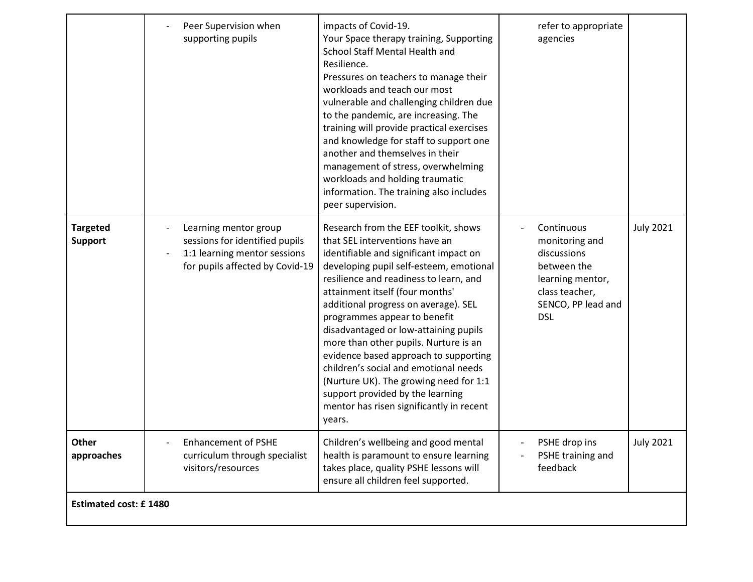| | | | | |
|---|---|---|---|---|
| | - Peer Supervision when supporting pupils | impacts of Covid-19.<br>Your Space therapy training, Supporting School Staff Mental Health and Resilience.<br>Pressures on teachers to manage their workloads and teach our most vulnerable and challenging children due to the pandemic, are increasing. The training will provide practical exercises and knowledge for staff to support one another and themselves in their management of stress, overwhelming workloads and holding traumatic information. The training also includes peer supervision. | refer to appropriate agencies | |
| **Targeted Support** | - Learning mentor group sessions for identified pupils<br>- 1:1 learning mentor sessions for pupils affected by Covid-19 | Research from the EEF toolkit, shows that SEL interventions have an identifiable and significant impact on developing pupil self-esteem, emotional resilience and readiness to learn, and attainment itself (four months' additional progress on average). SEL programmes appear to benefit disadvantaged or low-attaining pupils more than other pupils. Nurture is an evidence based approach to supporting children's social and emotional needs (Nurture UK). The growing need for 1:1 support provided by the learning mentor has risen significantly in recent years. | - Continuous monitoring and discussions between the learning mentor, class teacher, SENCO, PP lead and DSL | July 2021 |
| **Other approaches** | - Enhancement of PSHE curriculum through specialist visitors/resources | Children's wellbeing and good mental health is paramount to ensure learning takes place, quality PSHE lessons will ensure all children feel supported. | - PSHE drop ins<br>- PSHE training and feedback | July 2021 |
| **Estimated cost: £ 1480** | | | | |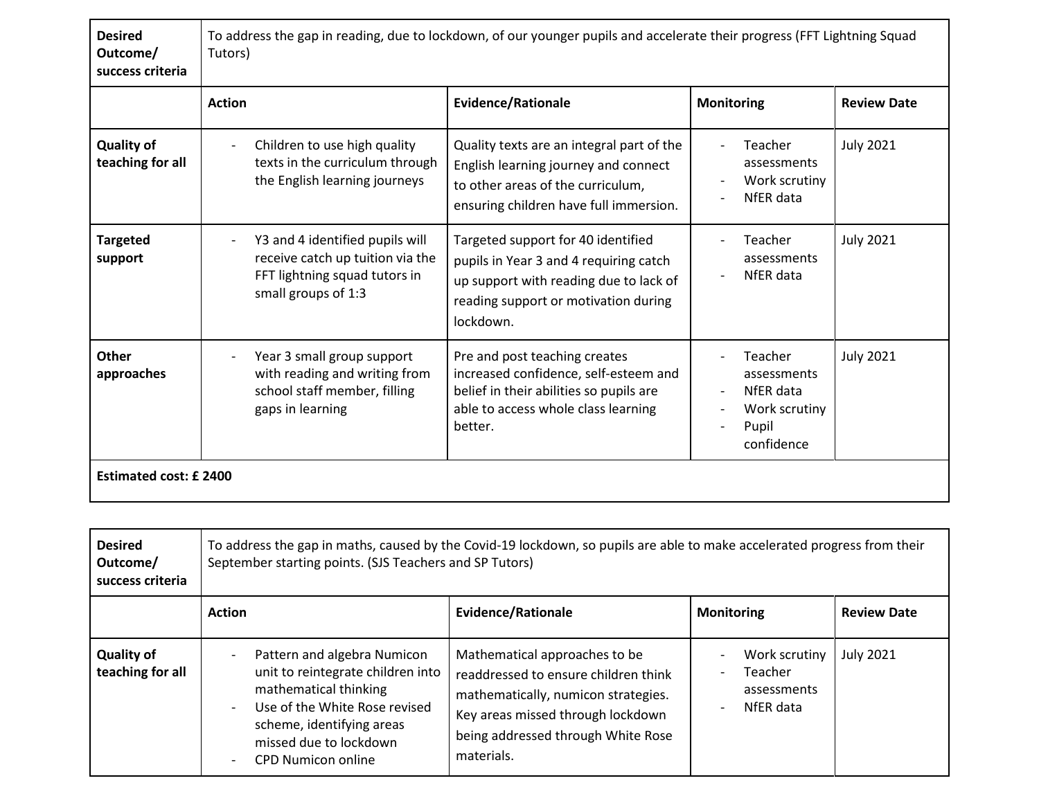| Desired Outcome/ success criteria | To address the gap in reading, due to lockdown, of our younger pupils and accelerate their progress (FFT Lightning Squad Tutors) | | | |
|---|---|---|---|---|
| | **Action** | **Evidence/Rationale** | **Monitoring** | **Review Date** |
| **Quality of teaching for all** | - Children to use high quality texts in the curriculum through the English learning journeys | Quality texts are an integral part of the English learning journey and connect to other areas of the curriculum, ensuring children have full immersion. | - Teacher assessments<br>- Work scrutiny<br>- NfER data | July 2021 |
| **Targeted support** | - Y3 and 4 identified pupils will receive catch up tuition via the FFT lightning squad tutors in small groups of 1:3 | Targeted support for 40 identified pupils in Year 3 and 4 requiring catch up support with reading due to lack of reading support or motivation during lockdown. | - Teacher assessments<br>- NfER data | July 2021 |
| **Other approaches** | - Year 3 small group support with reading and writing from school staff member, filling gaps in learning | Pre and post teaching creates increased confidence, self-esteem and belief in their abilities so pupils are able to access whole class learning better. | - Teacher assessments<br>- NfER data<br>- Work scrutiny<br>- Pupil confidence | July 2021 |
| **Estimated cost: £ 2400** | | | | |

| Desired Outcome/ success criteria | To address the gap in maths, caused by the Covid-19 lockdown, so pupils are able to make accelerated progress from their September starting points. (SJS Teachers and SP Tutors) | | | |
|---|---|---|---|---|
| | **Action** | **Evidence/Rationale** | **Monitoring** | **Review Date** |
| **Quality of teaching for all** | - Pattern and algebra Numicon unit to reintegrate children into mathematical thinking<br>- Use of the White Rose revised scheme, identifying areas missed due to lockdown<br>- CPD Numicon online | Mathematical approaches to be readdressed to ensure children think mathematically, numicon strategies. Key areas missed through lockdown being addressed through White Rose materials. | - Work scrutiny<br>- Teacher assessments<br>- NfER data | July 2021 |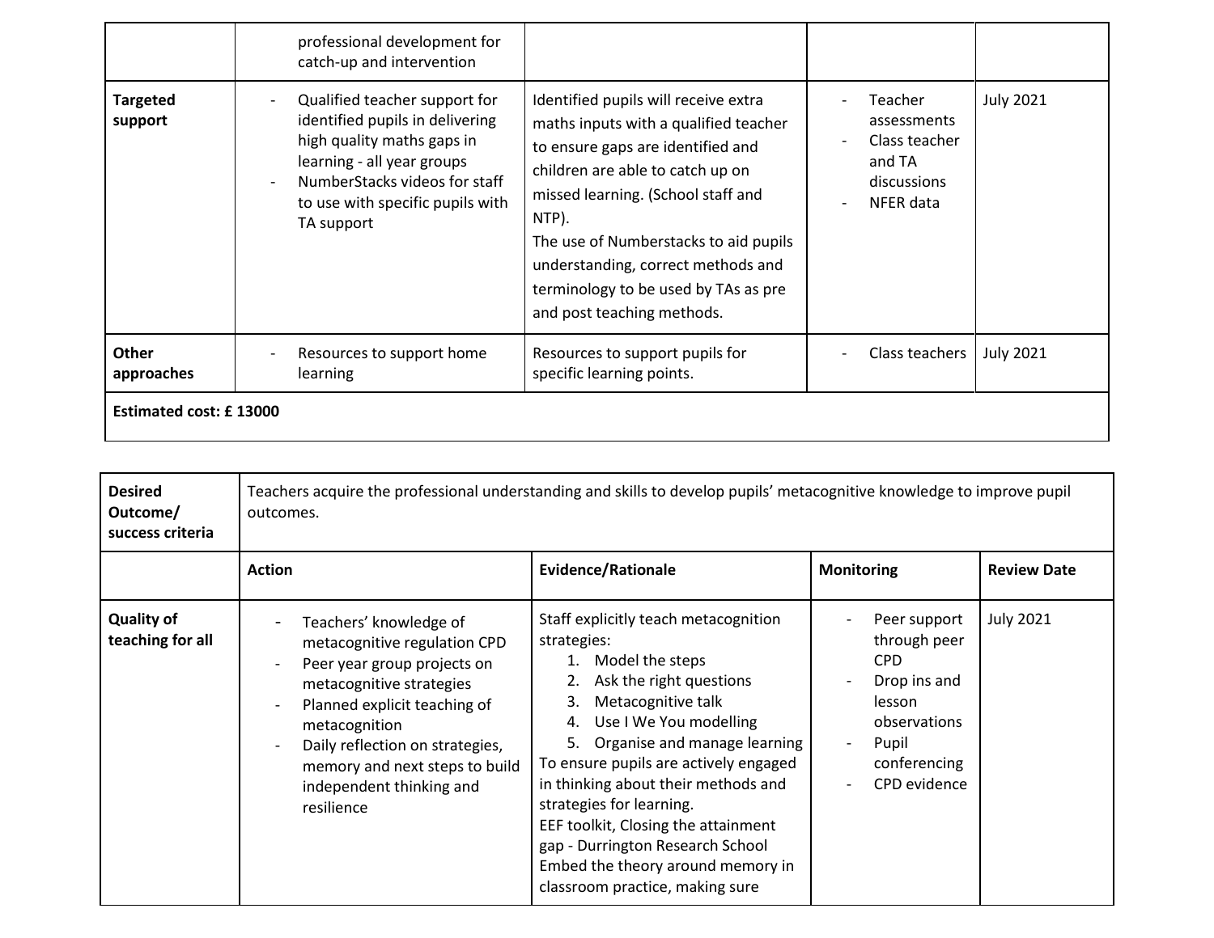|  | professional development for catch-up and intervention |  |  |  |
|---|---|---|---|---|
| **Targeted support** | - Qualified teacher support for identified pupils in delivering high quality maths gaps in learning - all year groups<br>- NumberStacks videos for staff to use with specific pupils with TA support | Identified pupils will receive extra maths inputs with a qualified teacher to ensure gaps are identified and children are able to catch up on missed learning. (School staff and NTP).<br>The use of Numberstacks to aid pupils understanding, correct methods and terminology to be used by TAs as pre and post teaching methods. | - Teacher assessments<br>- Class teacher and TA discussions<br>- NFER data | July 2021 |
| **Other approaches** | - Resources to support home learning | Resources to support pupils for specific learning points. | - Class teachers | July 2021 |
| **Estimated cost: £ 13000** |  |  |  |  |

| **Desired Outcome/ success criteria** | Teachers acquire the professional understanding and skills to develop pupils' metacognitive knowledge to improve pupil outcomes. |  |  |  |
|---|---|---|---|---|
|  | **Action** | **Evidence/Rationale** | **Monitoring** | **Review Date** |
| **Quality of teaching for all** | - Teachers' knowledge of metacognitive regulation CPD<br>- Peer year group projects on metacognitive strategies<br>- Planned explicit teaching of metacognition<br>- Daily reflection on strategies, memory and next steps to build independent thinking and resilience | Staff explicitly teach metacognition strategies:<br>1. Model the steps<br>2. Ask the right questions<br>3. Metacognitive talk<br>4. Use I We You modelling<br>5. Organise and manage learning<br>To ensure pupils are actively engaged in thinking about their methods and strategies for learning.<br>EEF toolkit, Closing the attainment gap - Durrington Research School<br>Embed the theory around memory in classroom practice, making sure | - Peer support through peer CPD<br>- Drop ins and lesson observations<br>- Pupil conferencing<br>- CPD evidence | July 2021 |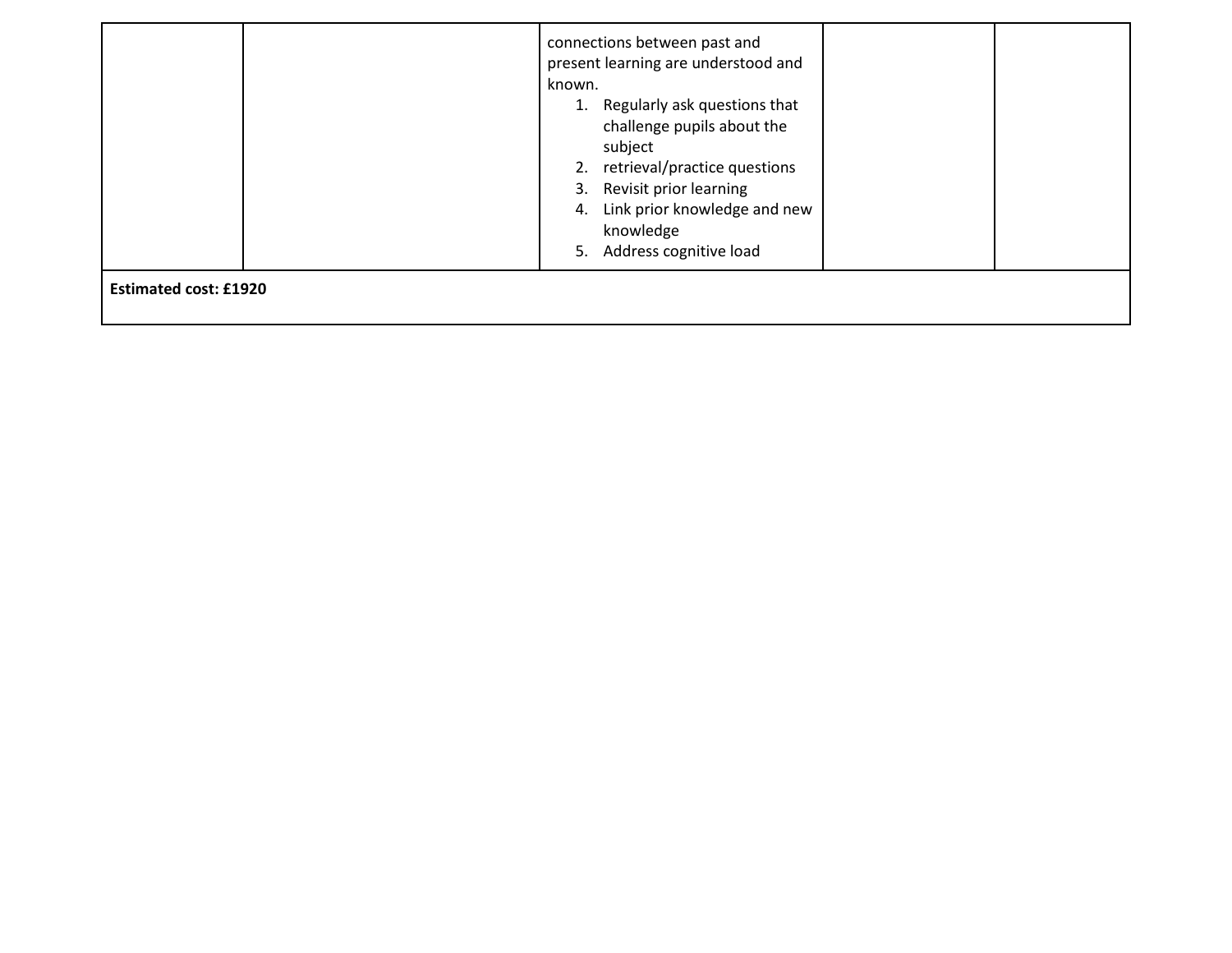| | | | | |
|---|---|---|---|---|
| | | connections between past and present learning are understood and known.<br>1. Regularly ask questions that challenge pupils about the subject<br>2. retrieval/practice questions<br>3. Revisit prior learning<br>4. Link prior knowledge and new knowledge<br>5. Address cognitive load | | |
| **Estimated cost: £1920** | | | | |